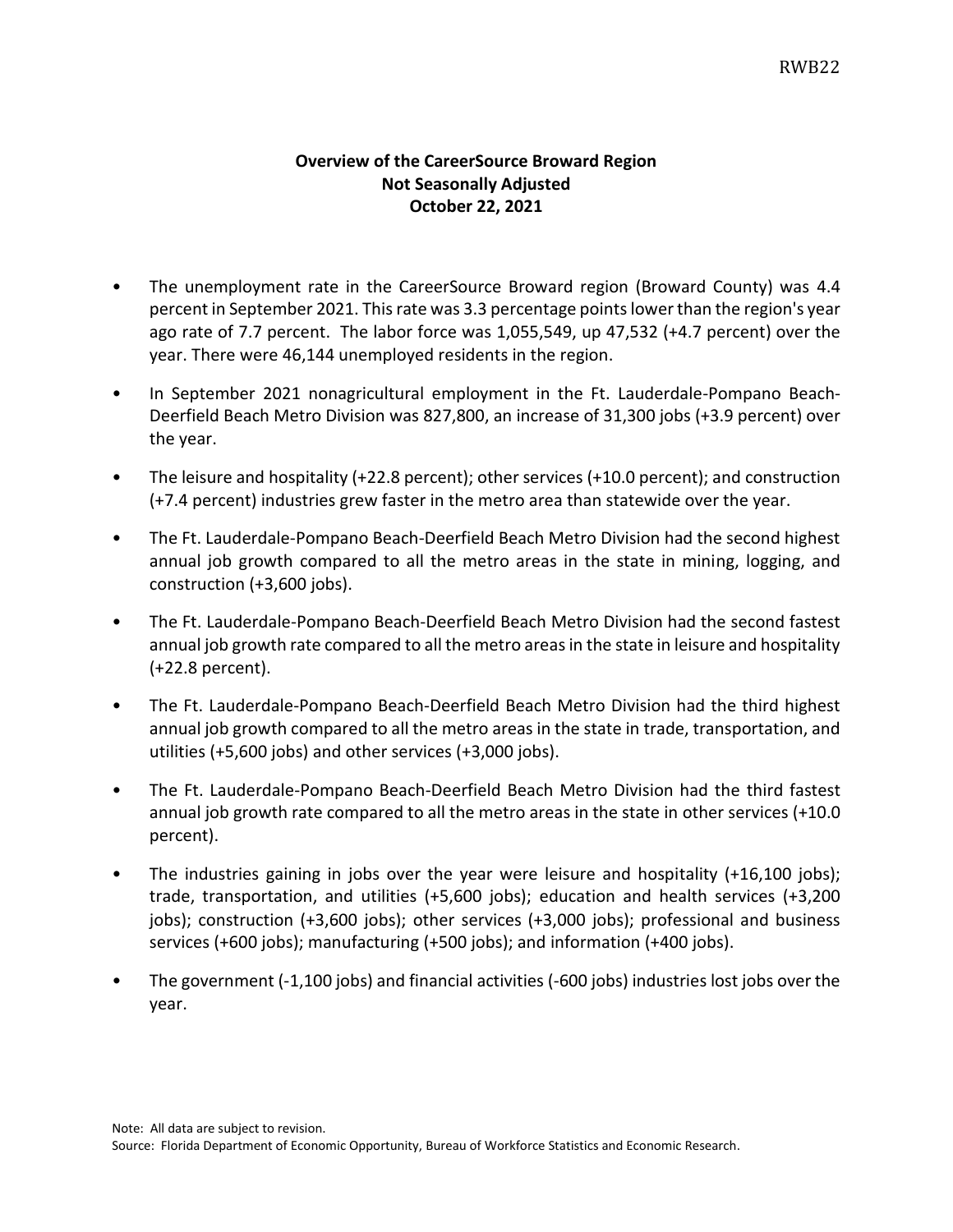## Overview of the CareerSource Broward Region
## Not Seasonally Adjusted
## October 22, 2021

- The unemployment rate in the CareerSource Broward region (Broward County) was 4.4 percent in September 2021. This rate was 3.3 percentage points lower than the region's year ago rate of 7.7 percent. The labor force was 1,055,549, up 47,532 (+4.7 percent) over the year. There were 46,144 unemployed residents in the region.

- In September 2021 nonagricultural employment in the Ft. Lauderdale-Pompano Beach-Deerfield Beach Metro Division was 827,800, an increase of 31,300 jobs (+3.9 percent) over the year.

- The leisure and hospitality (+22.8 percent); other services (+10.0 percent); and construction (+7.4 percent) industries grew faster in the metro area than statewide over the year.

- The Ft. Lauderdale-Pompano Beach-Deerfield Beach Metro Division had the second highest annual job growth compared to all the metro areas in the state in mining, logging, and construction (+3,600 jobs).

- The Ft. Lauderdale-Pompano Beach-Deerfield Beach Metro Division had the second fastest annual job growth rate compared to all the metro areas in the state in leisure and hospitality (+22.8 percent).

- The Ft. Lauderdale-Pompano Beach-Deerfield Beach Metro Division had the third highest annual job growth compared to all the metro areas in the state in trade, transportation, and utilities (+5,600 jobs) and other services (+3,000 jobs).

- The Ft. Lauderdale-Pompano Beach-Deerfield Beach Metro Division had the third fastest annual job growth rate compared to all the metro areas in the state in other services (+10.0 percent).

- The industries gaining in jobs over the year were leisure and hospitality (+16,100 jobs); trade, transportation, and utilities (+5,600 jobs); education and health services (+3,200 jobs); construction (+3,600 jobs); other services (+3,000 jobs); professional and business services (+600 jobs); manufacturing (+500 jobs); and information (+400 jobs).

- The government (-1,100 jobs) and financial activities (-600 jobs) industries lost jobs over the year.

Note: All data are subject to revision.
Source: Florida Department of Economic Opportunity, Bureau of Workforce Statistics and Economic Research.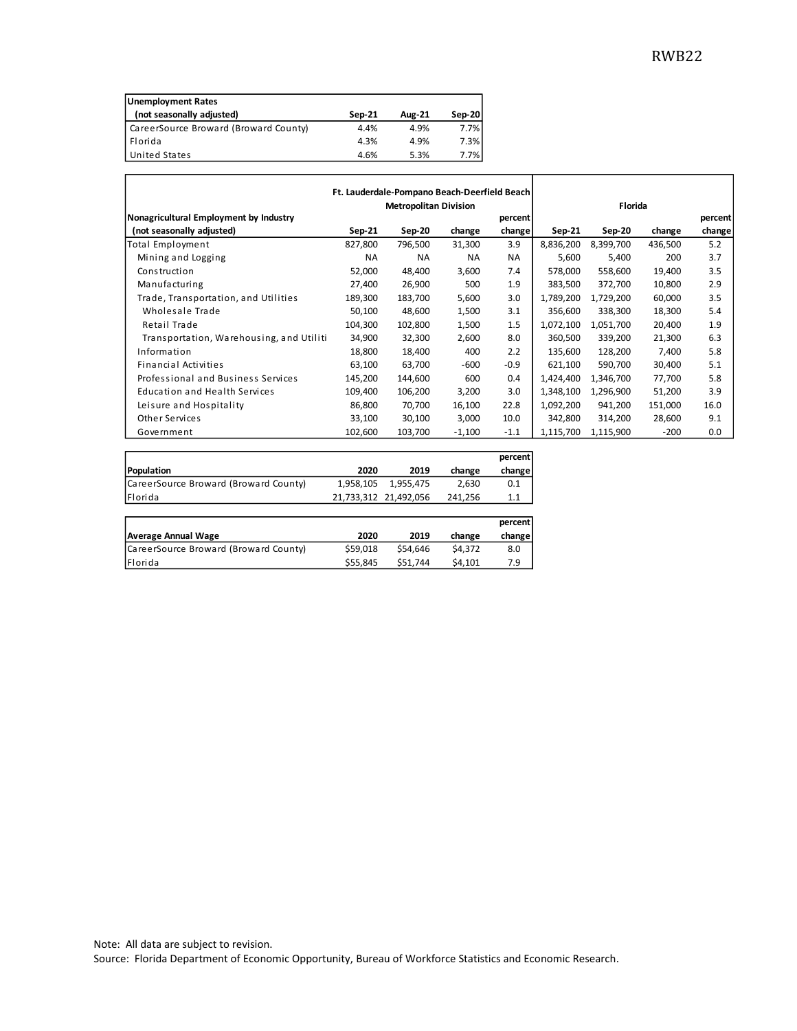RWB22

| Unemployment Rates (not seasonally adjusted) | Sep-21 | Aug-21 | Sep-20 |
|---|---|---|---|
| CareerSource Broward (Broward County) | 4.4% | 4.9% | 7.7% |
| Florida | 4.3% | 4.9% | 7.3% |
| United States | 4.6% | 5.3% | 7.7% |

| Nonagricultural Employment by Industry (not seasonally adjusted) | Ft. Lauderdale-Pompano Beach-Deerfield Beach Metropolitan Division | | | | Florida | | | |
|---|---|---|---|---|---|---|---|---|
| | Sep-21 | Sep-20 | change | percent change | Sep-21 | Sep-20 | change | percent change |
| Total Employment | 827,800 | 796,500 | 31,300 | 3.9 | 8,836,200 | 8,399,700 | 436,500 | 5.2 |
| Mining and Logging | NA | NA | NA | NA | 5,600 | 5,400 | 200 | 3.7 |
| Construction | 52,000 | 48,400 | 3,600 | 7.4 | 578,000 | 558,600 | 19,400 | 3.5 |
| Manufacturing | 27,400 | 26,900 | 500 | 1.9 | 383,500 | 372,700 | 10,800 | 2.9 |
| Trade, Transportation, and Utilities | 189,300 | 183,700 | 5,600 | 3.0 | 1,789,200 | 1,729,200 | 60,000 | 3.5 |
| Wholesale Trade | 50,100 | 48,600 | 1,500 | 3.1 | 356,600 | 338,300 | 18,300 | 5.4 |
| Retail Trade | 104,300 | 102,800 | 1,500 | 1.5 | 1,072,100 | 1,051,700 | 20,400 | 1.9 |
| Transportation, Warehousing, and Utiliti | 34,900 | 32,300 | 2,600 | 8.0 | 360,500 | 339,200 | 21,300 | 6.3 |
| Information | 18,800 | 18,400 | 400 | 2.2 | 135,600 | 128,200 | 7,400 | 5.8 |
| Financial Activities | 63,100 | 63,700 | -600 | -0.9 | 621,100 | 590,700 | 30,400 | 5.1 |
| Professional and Business Services | 145,200 | 144,600 | 600 | 0.4 | 1,424,400 | 1,346,700 | 77,700 | 5.8 |
| Education and Health Services | 109,400 | 106,200 | 3,200 | 3.0 | 1,348,100 | 1,296,900 | 51,200 | 3.9 |
| Leisure and Hospitality | 86,800 | 70,700 | 16,100 | 22.8 | 1,092,200 | 941,200 | 151,000 | 16.0 |
| Other Services | 33,100 | 30,100 | 3,000 | 10.0 | 342,800 | 314,200 | 28,600 | 9.1 |
| Government | 102,600 | 103,700 | -1,100 | -1.1 | 1,115,700 | 1,115,900 | -200 | 0.0 |

| Population | 2020 | 2019 | change | percent change |
|---|---|---|---|---|
| CareerSource Broward (Broward County) | 1,958,105 | 1,955,475 | 2,630 | 0.1 |
| Florida | 21,733,312 | 21,492,056 | 241,256 | 1.1 |

| Average Annual Wage | 2020 | 2019 | change | percent change |
|---|---|---|---|---|
| CareerSource Broward (Broward County) | $59,018 | $54,646 | $4,372 | 8.0 |
| Florida | $55,845 | $51,744 | $4,101 | 7.9 |

Note: All data are subject to revision.
Source: Florida Department of Economic Opportunity, Bureau of Workforce Statistics and Economic Research.